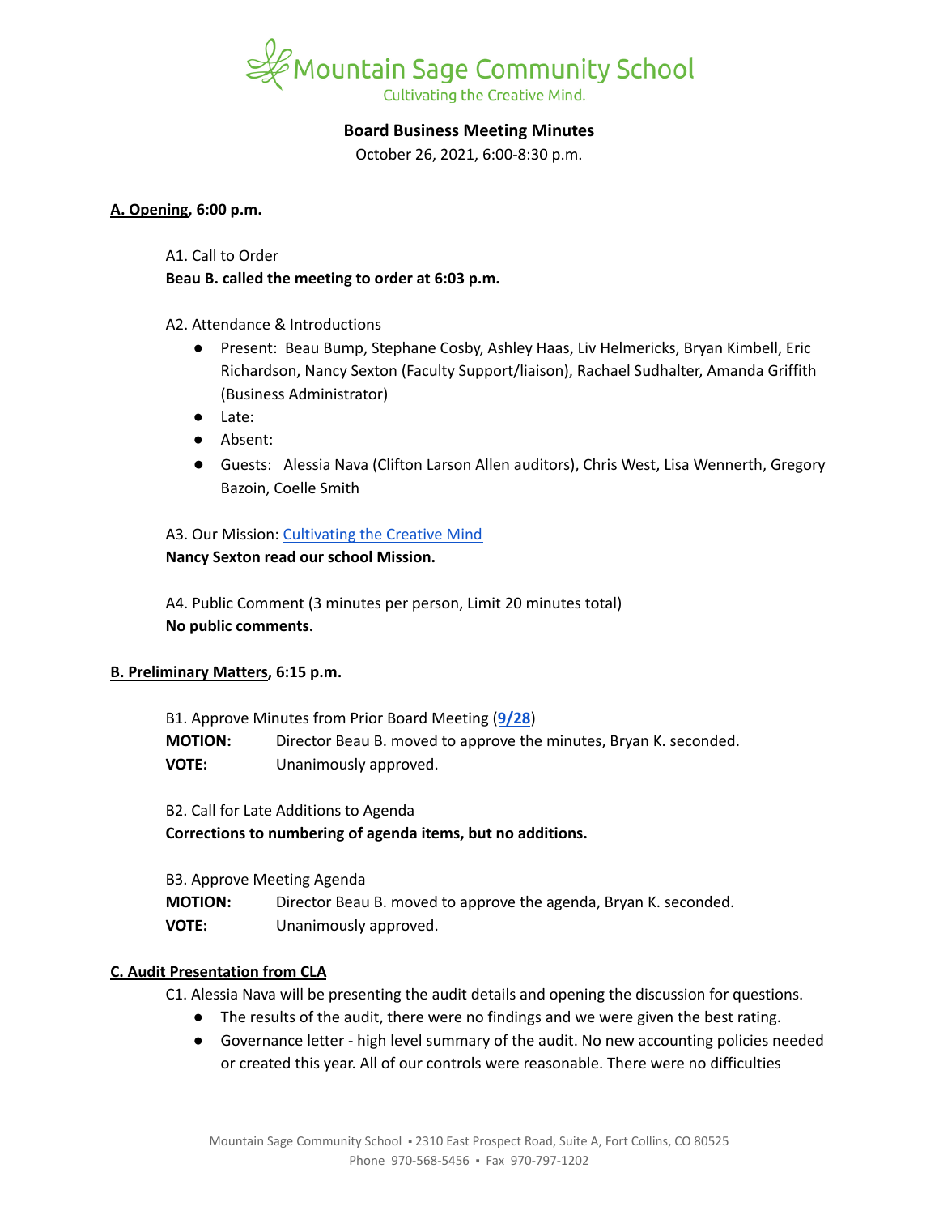Mountain Sage Community School

Cultivating the Creative Mind.

## Board Business Meeting Minutes

October 26, 2021, 6:00-8:30 p.m.

### A. Opening, 6:00 p.m.

A1. Call to Order

**Beau B. called the meeting to order at 6:03 p.m.**

A2. Attendance & Introductions

- Present: Beau Bump, Stephane Cosby, Ashley Haas, Liv Helmericks, Bryan Kimbell, Eric Richardson, Nancy Sexton (Faculty Support/liaison), Rachael Sudhalter, Amanda Griffith (Business Administrator)
- Late:
- Absent:
- Guests: Alessia Nava (Clifton Larson Allen auditors), Chris West, Lisa Wennerth, Gregory Bazoin, Coelle Smith

A3. Our Mission: Cultivating the Creative Mind

**Nancy Sexton read our school Mission.**

A4. Public Comment (3 minutes per person, Limit 20 minutes total)

**No public comments.**

### B. Preliminary Matters, 6:15 p.m.

B1. Approve Minutes from Prior Board Meeting (**9/28**)

**MOTION:** Director Beau B. moved to approve the minutes, Bryan K. seconded.

**VOTE:** Unanimously approved.

B2. Call for Late Additions to Agenda

**Corrections to numbering of agenda items, but no additions.**

B3. Approve Meeting Agenda

**MOTION:** Director Beau B. moved to approve the agenda, Bryan K. seconded.

**VOTE:** Unanimously approved.

### C. Audit Presentation from CLA

C1. Alessia Nava will be presenting the audit details and opening the discussion for questions.

- The results of the audit, there were no findings and we were given the best rating.
- Governance letter - high level summary of the audit. No new accounting policies needed or created this year. All of our controls were reasonable. There were no difficulties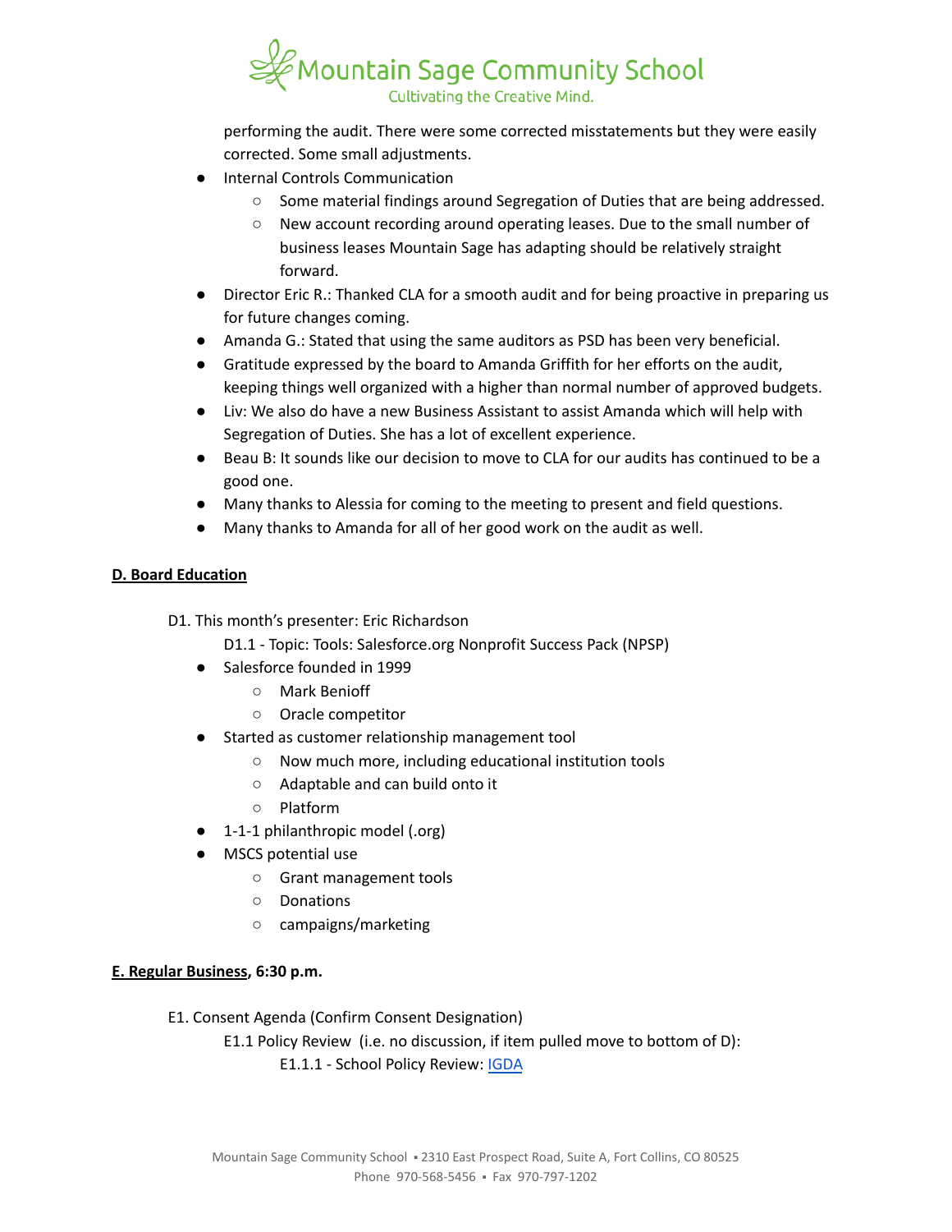performing the audit. There were some corrected misstatements but they were easily corrected. Some small adjustments.

- Internal Controls Communication
  - Some material findings around Segregation of Duties that are being addressed.
  - New account recording around operating leases. Due to the small number of business leases Mountain Sage has adapting should be relatively straight forward.
- Director Eric R.: Thanked CLA for a smooth audit and for being proactive in preparing us for future changes coming.
- Amanda G.: Stated that using the same auditors as PSD has been very beneficial.
- Gratitude expressed by the board to Amanda Griffith for her efforts on the audit, keeping things well organized with a higher than normal number of approved budgets.
- Liv: We also do have a new Business Assistant to assist Amanda which will help with Segregation of Duties. She has a lot of excellent experience.
- Beau B: It sounds like our decision to move to CLA for our audits has continued to be a good one.
- Many thanks to Alessia for coming to the meeting to present and field questions.
- Many thanks to Amanda for all of her good work on the audit as well.

**D. Board Education**

D1. This month's presenter: Eric Richardson

D1.1 - Topic: Tools: Salesforce.org Nonprofit Success Pack (NPSP)

- Salesforce founded in 1999
  - Mark Benioff
  - Oracle competitor
- Started as customer relationship management tool
  - Now much more, including educational institution tools
  - Adaptable and can build onto it
  - Platform
- 1-1-1 philanthropic model (.org)
- MSCS potential use
  - Grant management tools
  - Donations
  - campaigns/marketing

**E. Regular Business, 6:30 p.m.**

E1. Consent Agenda (Confirm Consent Designation)

E1.1 Policy Review (i.e. no discussion, if item pulled move to bottom of D):

E1.1.1 - School Policy Review: IGDA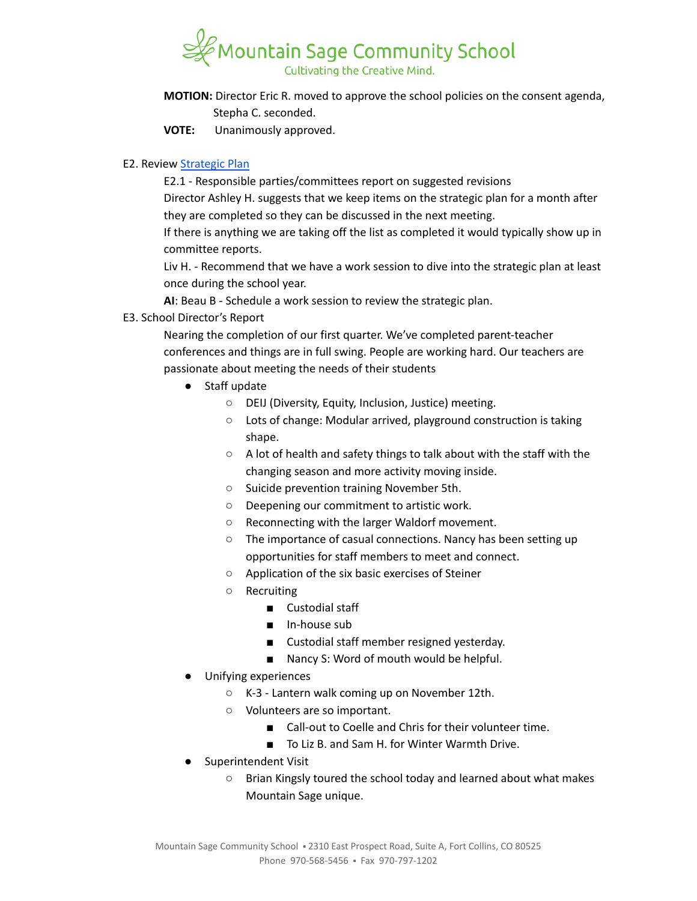**MOTION:** Director Eric R. moved to approve the school policies on the consent agenda, Stepha C. seconded.

**VOTE:** Unanimously approved.

E2. Review Strategic Plan

E2.1 - Responsible parties/committees report on suggested revisions

Director Ashley H. suggests that we keep items on the strategic plan for a month after they are completed so they can be discussed in the next meeting.

If there is anything we are taking off the list as completed it would typically show up in committee reports.

Liv H. - Recommend that we have a work session to dive into the strategic plan at least once during the school year.

**AI**: Beau B - Schedule a work session to review the strategic plan.

E3. School Director's Report

Nearing the completion of our first quarter. We've completed parent-teacher conferences and things are in full swing. People are working hard. Our teachers are passionate about meeting the needs of their students

- Staff update
  - DEIJ (Diversity, Equity, Inclusion, Justice) meeting.
  - Lots of change: Modular arrived, playground construction is taking shape.
  - A lot of health and safety things to talk about with the staff with the changing season and more activity moving inside.
  - Suicide prevention training November 5th.
  - Deepening our commitment to artistic work.
  - Reconnecting with the larger Waldorf movement.
  - The importance of casual connections. Nancy has been setting up opportunities for staff members to meet and connect.
  - Application of the six basic exercises of Steiner
  - Recruiting
    - Custodial staff
    - In-house sub
    - Custodial staff member resigned yesterday.
    - Nancy S: Word of mouth would be helpful.
- Unifying experiences
  - K-3 - Lantern walk coming up on November 12th.
  - Volunteers are so important.
    - Call-out to Coelle and Chris for their volunteer time.
    - To Liz B. and Sam H. for Winter Warmth Drive.
- Superintendent Visit
  - Brian Kingsly toured the school today and learned about what makes Mountain Sage unique.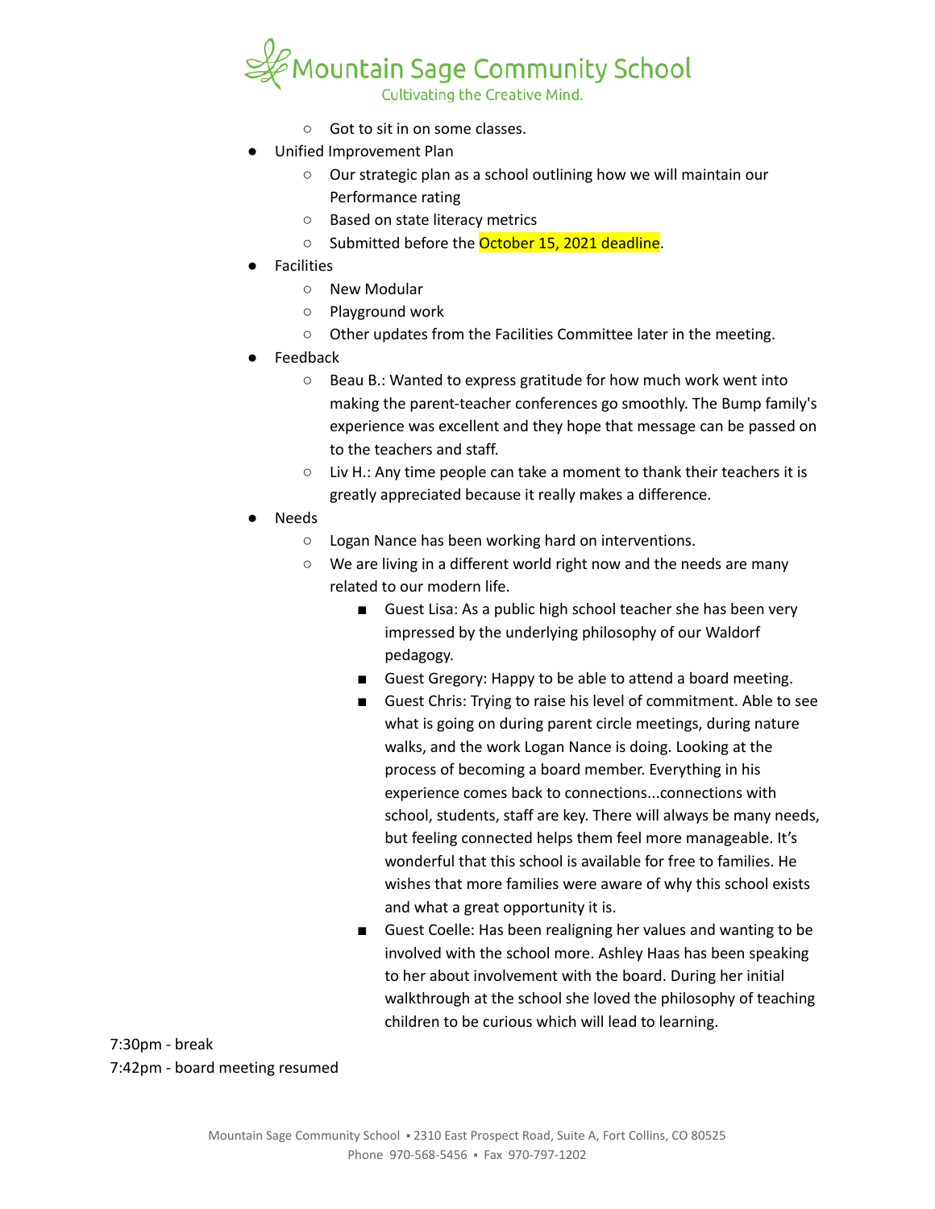- Got to sit in on some classes.
- Unified Improvement Plan
    - Our strategic plan as a school outlining how we will maintain our Performance rating
    - Based on state literacy metrics
    - Submitted before the October 15, 2021 deadline.
- Facilities
    - New Modular
    - Playground work
    - Other updates from the Facilities Committee later in the meeting.
- Feedback
    - Beau B.: Wanted to express gratitude for how much work went into making the parent-teacher conferences go smoothly. The Bump family's experience was excellent and they hope that message can be passed on to the teachers and staff.
    - Liv H.: Any time people can take a moment to thank their teachers it is greatly appreciated because it really makes a difference.
- Needs
    - Logan Nance has been working hard on interventions.
    - We are living in a different world right now and the needs are many related to our modern life.
        - Guest Lisa: As a public high school teacher she has been very impressed by the underlying philosophy of our Waldorf pedagogy.
        - Guest Gregory: Happy to be able to attend a board meeting.
        - Guest Chris: Trying to raise his level of commitment. Able to see what is going on during parent circle meetings, during nature walks, and the work Logan Nance is doing. Looking at the process of becoming a board member. Everything in his experience comes back to connections...connections with school, students, staff are key. There will always be many needs, but feeling connected helps them feel more manageable. It's wonderful that this school is available for free to families. He wishes that more families were aware of why this school exists and what a great opportunity it is.
        - Guest Coelle: Has been realigning her values and wanting to be involved with the school more. Ashley Haas has been speaking to her about involvement with the board. During her initial walkthrough at the school she loved the philosophy of teaching children to be curious which will lead to learning.

7:30pm - break

7:42pm - board meeting resumed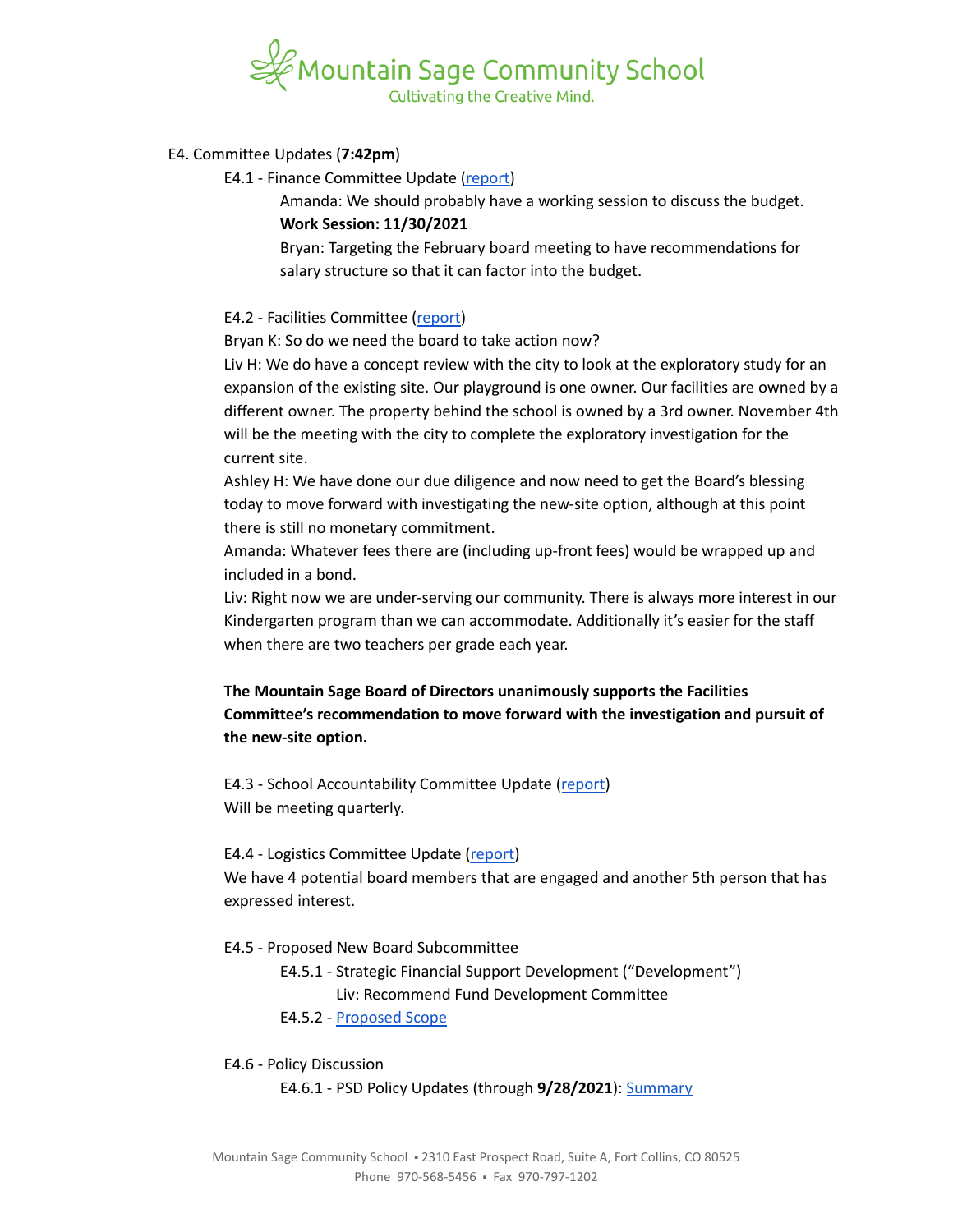E4. Committee Updates (**7:42pm**)

E4.1 - Finance Committee Update (report)

Amanda: We should probably have a working session to discuss the budget.

**Work Session: 11/30/2021**

Bryan: Targeting the February board meeting to have recommendations for salary structure so that it can factor into the budget.

E4.2 - Facilities Committee (report)

Bryan K: So do we need the board to take action now?

Liv H: We do have a concept review with the city to look at the exploratory study for an expansion of the existing site. Our playground is one owner. Our facilities are owned by a different owner. The property behind the school is owned by a 3rd owner. November 4th will be the meeting with the city to complete the exploratory investigation for the current site.

Ashley H: We have done our due diligence and now need to get the Board's blessing today to move forward with investigating the new-site option, although at this point there is still no monetary commitment.

Amanda: Whatever fees there are (including up-front fees) would be wrapped up and included in a bond.

Liv: Right now we are under-serving our community. There is always more interest in our Kindergarten program than we can accommodate. Additionally it's easier for the staff when there are two teachers per grade each year.

**The Mountain Sage Board of Directors unanimously supports the Facilities Committee's recommendation to move forward with the investigation and pursuit of the new-site option.**

E4.3 - School Accountability Committee Update (report)

Will be meeting quarterly.

E4.4 - Logistics Committee Update (report)

We have 4 potential board members that are engaged and another 5th person that has expressed interest.

E4.5 - Proposed New Board Subcommittee

E4.5.1 - Strategic Financial Support Development ("Development")

Liv: Recommend Fund Development Committee

E4.5.2 - Proposed Scope

E4.6 - Policy Discussion

E4.6.1 - PSD Policy Updates (through **9/28/2021**): Summary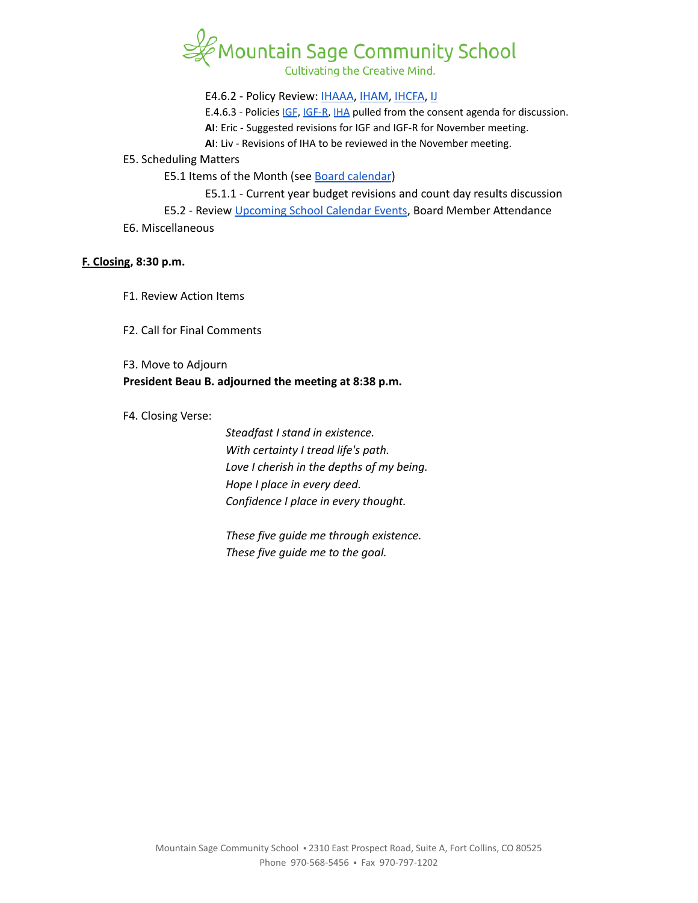E4.6.2 - Policy Review: IHAAA, IHAM, IHCFA, IJ

E.4.6.3 - Policies IGF, IGF-R, IHA pulled from the consent agenda for discussion.

**AI**: Eric - Suggested revisions for IGF and IGF-R for November meeting.

**AI**: Liv - Revisions of IHA to be reviewed in the November meeting.

E5. Scheduling Matters

E5.1 Items of the Month (see Board calendar)

E5.1.1 - Current year budget revisions and count day results discussion

E5.2 - Review Upcoming School Calendar Events, Board Member Attendance

E6. Miscellaneous

**F. Closing, 8:30 p.m.**

F1. Review Action Items

F2. Call for Final Comments

F3. Move to Adjourn

**President Beau B. adjourned the meeting at 8:38 p.m.**

F4. Closing Verse:

*Steadfast I stand in existence.*
*With certainty I tread life's path.*
*Love I cherish in the depths of my being.*
*Hope I place in every deed.*
*Confidence I place in every thought.*

*These five guide me through existence.*
*These five guide me to the goal.*